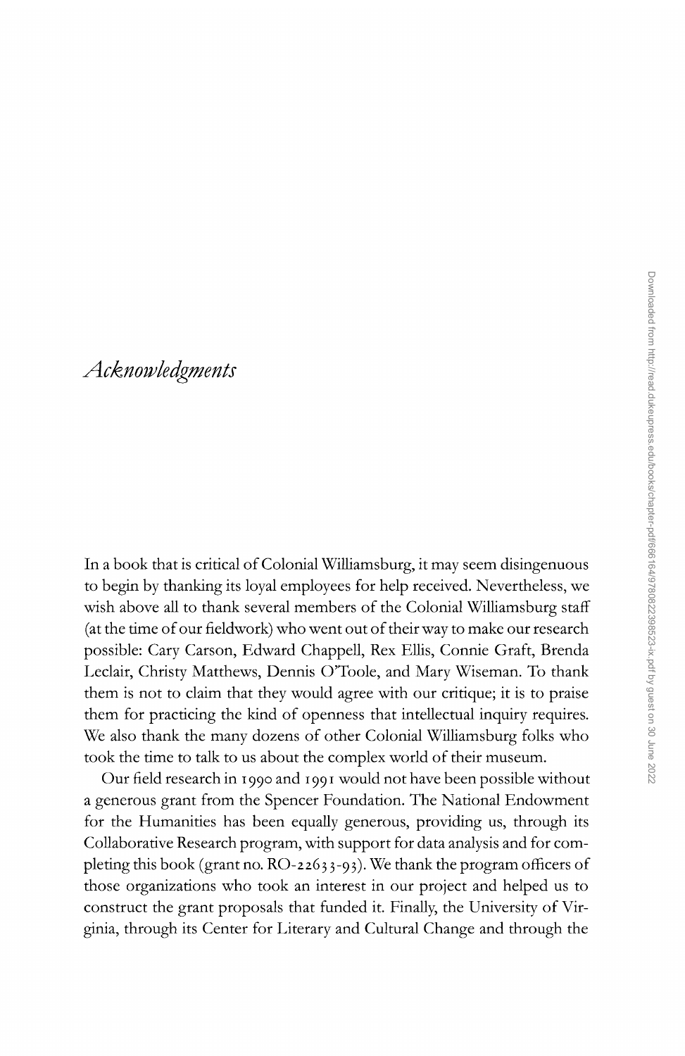# *Acknowledgments*

In a book that is critical of Colonial Williamsburg, it may seem disingenuous to begin by thanking its loyal employees for help received. Nevertheless, we wish above all to thank several members of the Colonial Williamsburg staff (at the time of our fieldwork) who went out of their way to make our research possible: Cary Carson, Edward Chappell, Rex Ellis, Connie Graft, Brenda Leclair, Christy Matthews, Dennis O'Toole, and Mary Wiseman. To thank them is not to claim that they would agree with our critique; it is to praise them for practicing the kind of openness that intellectual inquiry requires. We also thank the many dozens of other Colonial Williamsburg folks who took the time to talk to us about the complex world of their museum.

Our field research in 1990 and 1991 would not have been possible without a generous grant from the Spencer Foundation. The National Endowment for the Humanities has been equally generous, providing us, through its Collaborative Research program, with support for data analysis and for completing this book (grant no. RO-22633-93). We thank the program officers of those organizations who took an interest in our project and helped us to construct the grant proposals that funded it. Finally, the University of Virginia, through its Center for Literary and Cultural Change and through the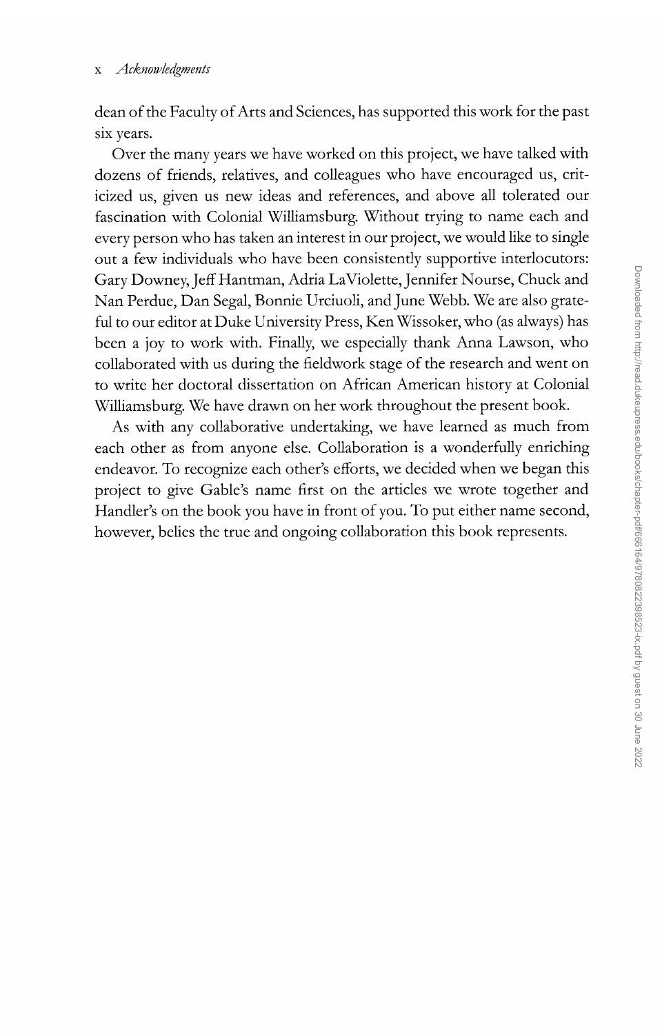dean of the Faculty of Arts and Sciences, has supported this work for the past six years.

Over the many years we have worked on this project, we have talked with dozens of friends, relatives, and colleagues who have encouraged us, criticized us, given us new ideas and references, and above all tolerated our fascination with Colonial Williamsburg. Without trying to name each and every person who has taken an interest in our project, we would like to single out a few individuals who have been consistently supportive interlocutors: Gary Downey, Jeff Hantman, Adria LaViolette, Jennifer Nourse, Chuck and Nan Perdue, Dan Segal, Bonnie Urciuoli, and June Webb. We are also grateful to our editor at Duke University Press, Ken Wissoker, who (as always) has been a joy to work with. Finally, we especially thank Anna Lawson, who collaborated with us during the fieldwork stage of the research and went on to write her doctoral dissertation on African American history at Colonial Williamsburg. We have drawn on her work throughout the present book.

As with any collaborative undertaking, we have learned as much from each other as from anyone else. Collaboration is a wonderfully enriching endeavor. To recognize each other's efforts, we decided when we began this project to give Gable's name first on the articles we wrote together and Handler's on the book you have in front of you. To put either name second, however, belies the true and ongoing collaboration this book represents.